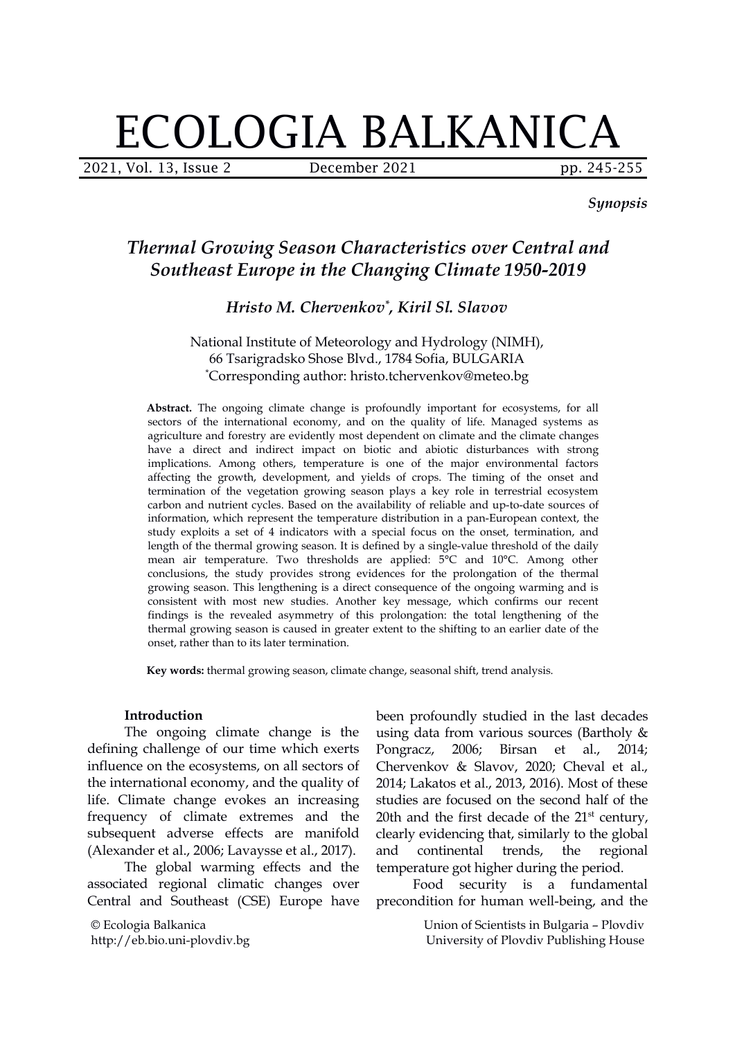# ECOLOGIA BALKANICA

*Synopsis*

## *Thermal Growing Season Characteristics over Central and Southeast Europe in the Changing Climate 1950-2019*

***Hristo M. Chervenkov*\*, Kiril Sl. Slavov***

National Institute of Meteorology and Hydrology (NIMH),
66 Tsarigradsko Shose Blvd., 1784 Sofia, BULGARIA
\*Corresponding author: hristo.tchervenkov@meteo.bg

**Abstract.** The ongoing climate change is profoundly important for ecosystems, for all sectors of the international economy, and on the quality of life. Managed systems as agriculture and forestry are evidently most dependent on climate and the climate changes have a direct and indirect impact on biotic and abiotic disturbances with strong implications. Among others, temperature is one of the major environmental factors affecting the growth, development, and yields of crops. The timing of the onset and termination of the vegetation growing season plays a key role in terrestrial ecosystem carbon and nutrient cycles. Based on the availability of reliable and up-to-date sources of information, which represent the temperature distribution in a pan-European context, the study exploits a set of 4 indicators with a special focus on the onset, termination, and length of the thermal growing season. It is defined by a single-value threshold of the daily mean air temperature. Two thresholds are applied: 5°C and 10°C. Among other conclusions, the study provides strong evidences for the prolongation of the thermal growing season. This lengthening is a direct consequence of the ongoing warming and is consistent with most new studies. Another key message, which confirms our recent findings is the revealed asymmetry of this prolongation: the total lengthening of the thermal growing season is caused in greater extent to the shifting to an earlier date of the onset, rather than to its later termination.

**Key words:** thermal growing season, climate change, seasonal shift, trend analysis.

### Introduction

The ongoing climate change is the defining challenge of our time which exerts influence on the ecosystems, on all sectors of the international economy, and the quality of life. Climate change evokes an increasing frequency of climate extremes and the subsequent adverse effects are manifold (Alexander et al., 2006; Lavaysse et al., 2017).

The global warming effects and the associated regional climatic changes over Central and Southeast (CSE) Europe have been profoundly studied in the last decades using data from various sources (Bartholy & Pongracz, 2006; Birsan et al., 2014; Chervenkov & Slavov, 2020; Cheval et al., 2014; Lakatos et al., 2013, 2016). Most of these studies are focused on the second half of the 20th and the first decade of the 21[st] century, clearly evidencing that, similarly to the global and continental trends, the regional temperature got higher during the period.

Food security is a fundamental precondition for human well-being, and the

© Ecologia Balkanica
http://eb.bio.uni-plovdiv.bg

Union of Scientists in Bulgaria – Plovdiv
University of Plovdiv Publishing House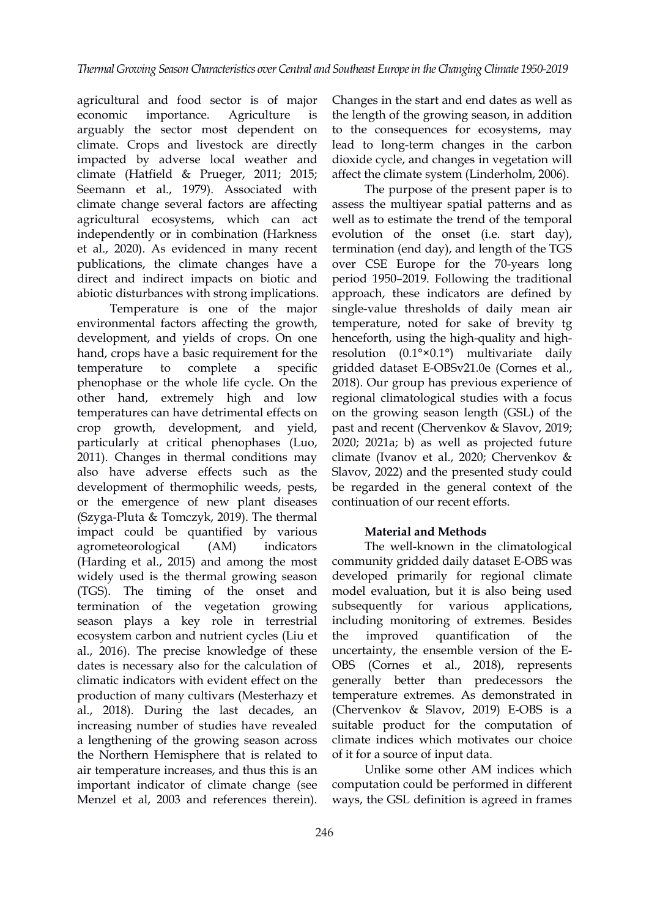agricultural and food sector is of major economic importance. Agriculture is arguably the sector most dependent on climate. Crops and livestock are directly impacted by adverse local weather and climate (Hatfield & Prueger, 2011; 2015; Seemann et al., 1979). Associated with climate change several factors are affecting agricultural ecosystems, which can act independently or in combination (Harkness et al., 2020). As evidenced in many recent publications, the climate changes have a direct and indirect impacts on biotic and abiotic disturbances with strong implications.

Temperature is one of the major environmental factors affecting the growth, development, and yields of crops. On one hand, crops have a basic requirement for the temperature to complete a specific phenophase or the whole life cycle. On the other hand, extremely high and low temperatures can have detrimental effects on crop growth, development, and yield, particularly at critical phenophases (Luo, 2011). Changes in thermal conditions may also have adverse effects such as the development of thermophilic weeds, pests, or the emergence of new plant diseases (Szyga-Pluta & Tomczyk, 2019). The thermal impact could be quantified by various agrometeorological (AM) indicators (Harding et al., 2015) and among the most widely used is the thermal growing season (TGS). The timing of the onset and termination of the vegetation growing season plays a key role in terrestrial ecosystem carbon and nutrient cycles (Liu et al., 2016). The precise knowledge of these dates is necessary also for the calculation of climatic indicators with evident effect on the production of many cultivars (Mesterhazy et al., 2018). During the last decades, an increasing number of studies have revealed a lengthening of the growing season across the Northern Hemisphere that is related to air temperature increases, and thus this is an important indicator of climate change (see Menzel et al, 2003 and references therein). Changes in the start and end dates as well as the length of the growing season, in addition to the consequences for ecosystems, may lead to long-term changes in the carbon dioxide cycle, and changes in vegetation will affect the climate system (Linderholm, 2006).

The purpose of the present paper is to assess the multiyear spatial patterns and as well as to estimate the trend of the temporal evolution of the onset (i.e. start day), termination (end day), and length of the TGS over CSE Europe for the 70-years long period 1950–2019. Following the traditional approach, these indicators are defined by single-value thresholds of daily mean air temperature, noted for sake of brevity tg henceforth, using the high-quality and high-resolution (0.1°×0.1°) multivariate daily gridded dataset E-OBSv21.0e (Cornes et al., 2018). Our group has previous experience of regional climatological studies with a focus on the growing season length (GSL) of the past and recent (Chervenkov & Slavov, 2019; 2020; 2021a; b) as well as projected future climate (Ivanov et al., 2020; Chervenkov & Slavov, 2022) and the presented study could be regarded in the general context of the continuation of our recent efforts.

## Material and Methods

The well-known in the climatological community gridded daily dataset E-OBS was developed primarily for regional climate model evaluation, but it is also being used subsequently for various applications, including monitoring of extremes. Besides the improved quantification of the uncertainty, the ensemble version of the E-OBS (Cornes et al., 2018), represents generally better than predecessors the temperature extremes. As demonstrated in (Chervenkov & Slavov, 2019) E-OBS is a suitable product for the computation of climate indices which motivates our choice of it for a source of input data.

Unlike some other AM indices which computation could be performed in different ways, the GSL definition is agreed in frames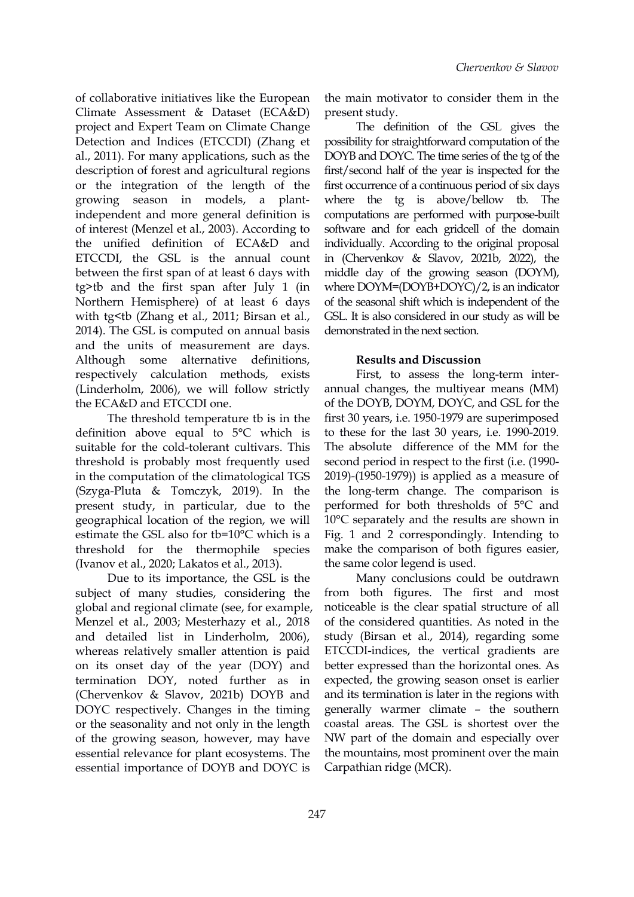of collaborative initiatives like the European Climate Assessment & Dataset (ECA&D) project and Expert Team on Climate Change Detection and Indices (ETCCDI) (Zhang et al., 2011). For many applications, such as the description of forest and agricultural regions or the integration of the length of the growing season in models, a plant-independent and more general definition is of interest (Menzel et al., 2003). According to the unified definition of ECA&D and ETCCDI, the GSL is the annual count between the first span of at least 6 days with tg>tb and the first span after July 1 (in Northern Hemisphere) of at least 6 days with tg<tb (Zhang et al., 2011; Birsan et al., 2014). The GSL is computed on annual basis and the units of measurement are days. Although some alternative definitions, respectively calculation methods, exists (Linderholm, 2006), we will follow strictly the ECA&D and ETCCDI one.

The threshold temperature tb is in the definition above equal to 5°C which is suitable for the cold-tolerant cultivars. This threshold is probably most frequently used in the computation of the climatological TGS (Szyga-Pluta & Tomczyk, 2019). In the present study, in particular, due to the geographical location of the region, we will estimate the GSL also for tb=10°C which is a threshold for the thermophile species (Ivanov et al., 2020; Lakatos et al., 2013).

Due to its importance, the GSL is the subject of many studies, considering the global and regional climate (see, for example, Menzel et al., 2003; Mesterhazy et al., 2018 and detailed list in Linderholm, 2006), whereas relatively smaller attention is paid on its onset day of the year (DOY) and termination DOY, noted further as in (Chervenkov & Slavov, 2021b) DOYB and DOYC respectively. Changes in the timing or the seasonality and not only in the length of the growing season, however, may have essential relevance for plant ecosystems. The essential importance of DOYB and DOYC is the main motivator to consider them in the present study.

The definition of the GSL gives the possibility for straightforward computation of the DOYB and DOYC. The time series of the tg of the first/second half of the year is inspected for the first occurrence of a continuous period of six days where the tg is above/bellow tb. The computations are performed with purpose-built software and for each gridcell of the domain individually. According to the original proposal in (Chervenkov & Slavov, 2021b, 2022), the middle day of the growing season (DOYM), where DOYM=(DOYB+DOYC)/2, is an indicator of the seasonal shift which is independent of the GSL. It is also considered in our study as will be demonstrated in the next section.

## Results and Discussion

First, to assess the long-term inter-annual changes, the multiyear means (MM) of the DOYB, DOYM, DOYC, and GSL for the first 30 years, i.e. 1950-1979 are superimposed to these for the last 30 years, i.e. 1990-2019. The absolute difference of the MM for the second period in respect to the first (i.e. (1990-2019)-(1950-1979)) is applied as a measure of the long-term change. The comparison is performed for both thresholds of 5°C and 10°C separately and the results are shown in Fig. 1 and 2 correspondingly. Intending to make the comparison of both figures easier, the same color legend is used.

Many conclusions could be outdrawn from both figures. The first and most noticeable is the clear spatial structure of all of the considered quantities. As noted in the study (Birsan et al., 2014), regarding some ETCCDI-indices, the vertical gradients are better expressed than the horizontal ones. As expected, the growing season onset is earlier and its termination is later in the regions with generally warmer climate – the southern coastal areas. The GSL is shortest over the NW part of the domain and especially over the mountains, most prominent over the main Carpathian ridge (MCR).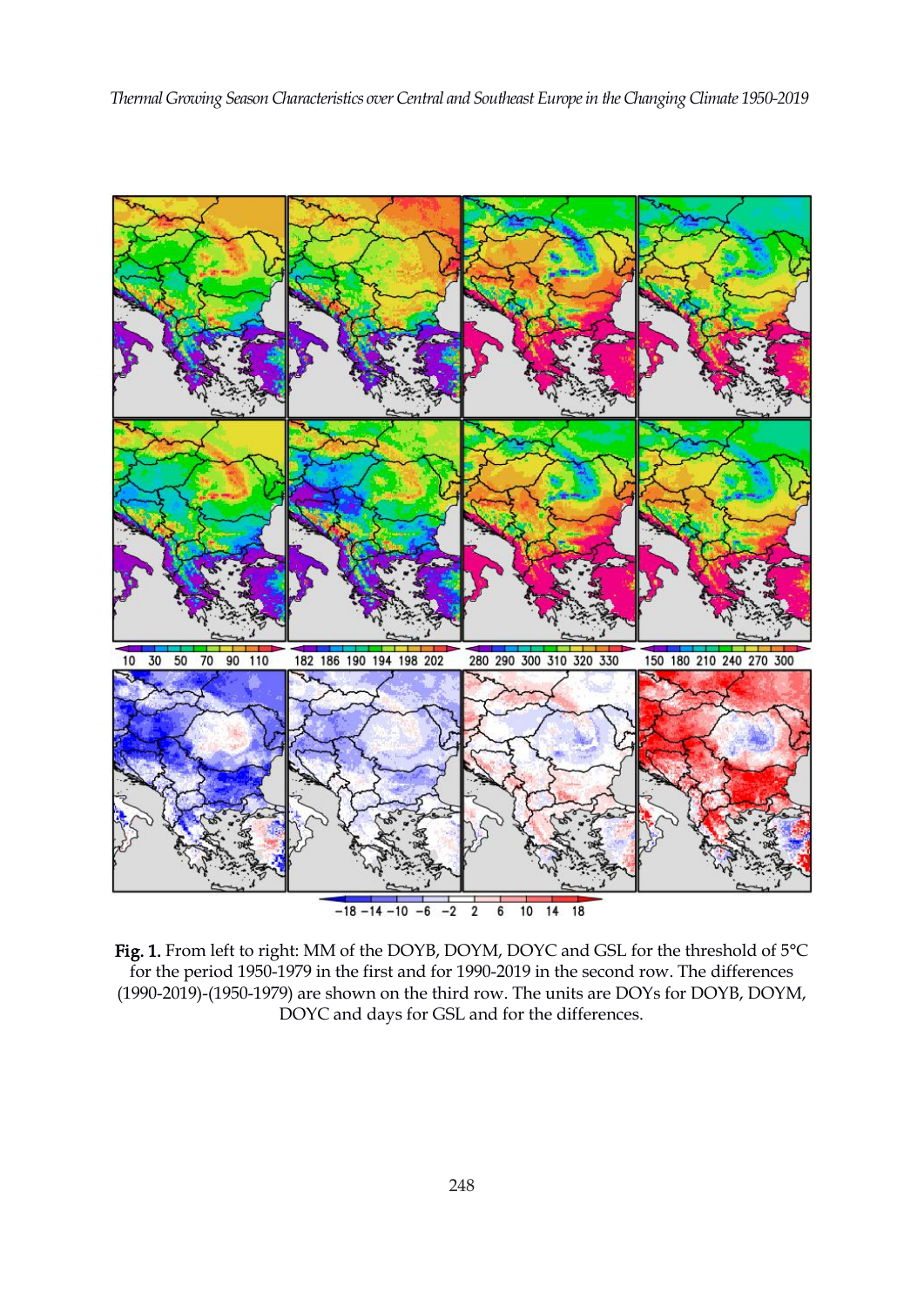**Fig. 1.** From left to right: MM of the DOYB, DOYM, DOYC and GSL for the threshold of 5°C for the period 1950-1979 in the first and for 1990-2019 in the second row. The differences (1990-2019)-(1950-1979) are shown on the third row. The units are DOYs for DOYB, DOYM, DOYC and days for GSL and for the differences.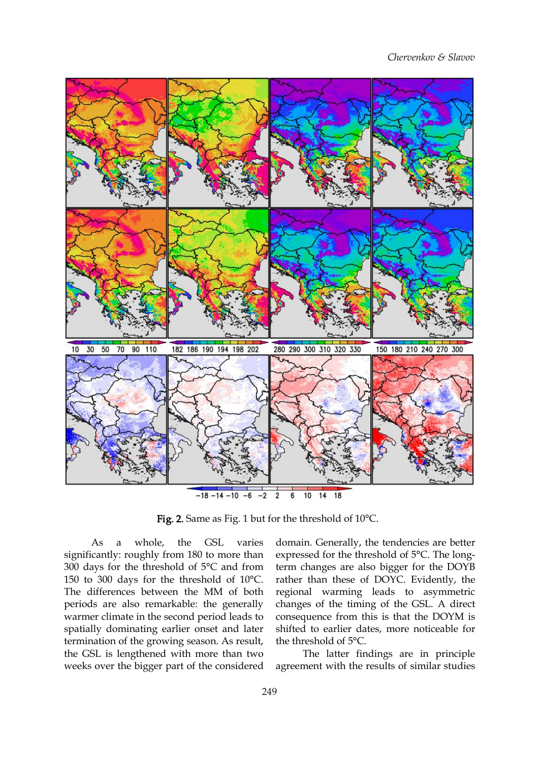**Fig. 2.** Same as Fig. 1 but for the threshold of 10°C.

As a whole, the GSL varies significantly: roughly from 180 to more than 300 days for the threshold of 5°C and from 150 to 300 days for the threshold of 10°C. The differences between the MM of both periods are also remarkable: the generally warmer climate in the second period leads to spatially dominating earlier onset and later termination of the growing season. As result, the GSL is lengthened with more than two weeks over the bigger part of the considered domain. Generally, the tendencies are better expressed for the threshold of 5°C. The long-term changes are also bigger for the DOYB rather than these of DOYC. Evidently, the regional warming leads to asymmetric changes of the timing of the GSL. A direct consequence from this is that the DOYM is shifted to earlier dates, more noticeable for the threshold of 5°C.

The latter findings are in principle agreement with the results of similar studies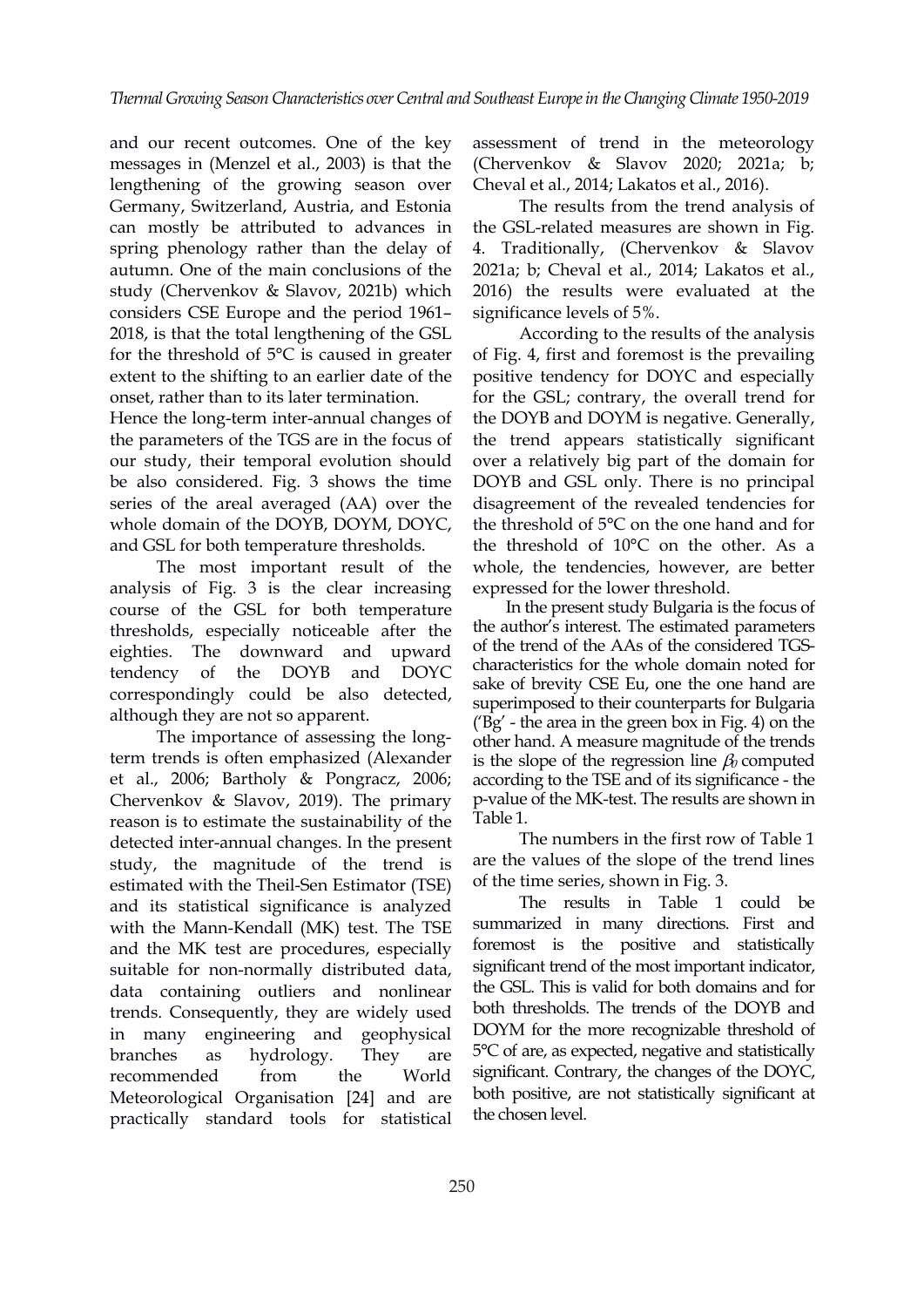and our recent outcomes. One of the key messages in (Menzel et al., 2003) is that the lengthening of the growing season over Germany, Switzerland, Austria, and Estonia can mostly be attributed to advances in spring phenology rather than the delay of autumn. One of the main conclusions of the study (Chervenkov & Slavov, 2021b) which considers CSE Europe and the period 1961–2018, is that the total lengthening of the GSL for the threshold of 5°C is caused in greater extent to the shifting to an earlier date of the onset, rather than to its later termination.

Hence the long-term inter-annual changes of the parameters of the TGS are in the focus of our study, their temporal evolution should be also considered. Fig. 3 shows the time series of the areal averaged (AA) over the whole domain of the DOYB, DOYM, DOYC, and GSL for both temperature thresholds.

The most important result of the analysis of Fig. 3 is the clear increasing course of the GSL for both temperature thresholds, especially noticeable after the eighties. The downward and upward tendency of the DOYB and DOYC correspondingly could be also detected, although they are not so apparent.

The importance of assessing the long-term trends is often emphasized (Alexander et al., 2006; Bartholy & Pongracz, 2006; Chervenkov & Slavov, 2019). The primary reason is to estimate the sustainability of the detected inter-annual changes. In the present study, the magnitude of the trend is estimated with the Theil-Sen Estimator (TSE) and its statistical significance is analyzed with the Mann-Kendall (MK) test. The TSE and the MK test are procedures, especially suitable for non-normally distributed data, data containing outliers and nonlinear trends. Consequently, they are widely used in many engineering and geophysical branches as hydrology. They are recommended from the World Meteorological Organisation [24] and are practically standard tools for statistical assessment of trend in the meteorology (Chervenkov & Slavov 2020; 2021a; b; Cheval et al., 2014; Lakatos et al., 2016).

The results from the trend analysis of the GSL-related measures are shown in Fig. 4. Traditionally, (Chervenkov & Slavov 2021a; b; Cheval et al., 2014; Lakatos et al., 2016) the results were evaluated at the significance levels of 5%.

According to the results of the analysis of Fig. 4, first and foremost is the prevailing positive tendency for DOYC and especially for the GSL; contrary, the overall trend for the DOYB and DOYM is negative. Generally, the trend appears statistically significant over a relatively big part of the domain for DOYB and GSL only. There is no principal disagreement of the revealed tendencies for the threshold of 5°C on the one hand and for the threshold of 10°C on the other. As a whole, the tendencies, however, are better expressed for the lower threshold.

In the present study Bulgaria is the focus of the author's interest. The estimated parameters of the trend of the AAs of the considered TGS-characteristics for the whole domain noted for sake of brevity CSE Eu, one the one hand are superimposed to their counterparts for Bulgaria ('Bg' - the area in the green box in Fig. 4) on the other hand. A measure magnitude of the trends is the slope of the regression line $\beta_0$ computed according to the TSE and of its significance - the p-value of the MK-test. The results are shown in Table 1.

The numbers in the first row of Table 1 are the values of the slope of the trend lines of the time series, shown in Fig. 3.

The results in Table 1 could be summarized in many directions. First and foremost is the positive and statistically significant trend of the most important indicator, the GSL. This is valid for both domains and for both thresholds. The trends of the DOYB and DOYM for the more recognizable threshold of 5°C of are, as expected, negative and statistically significant. Contrary, the changes of the DOYC, both positive, are not statistically significant at the chosen level.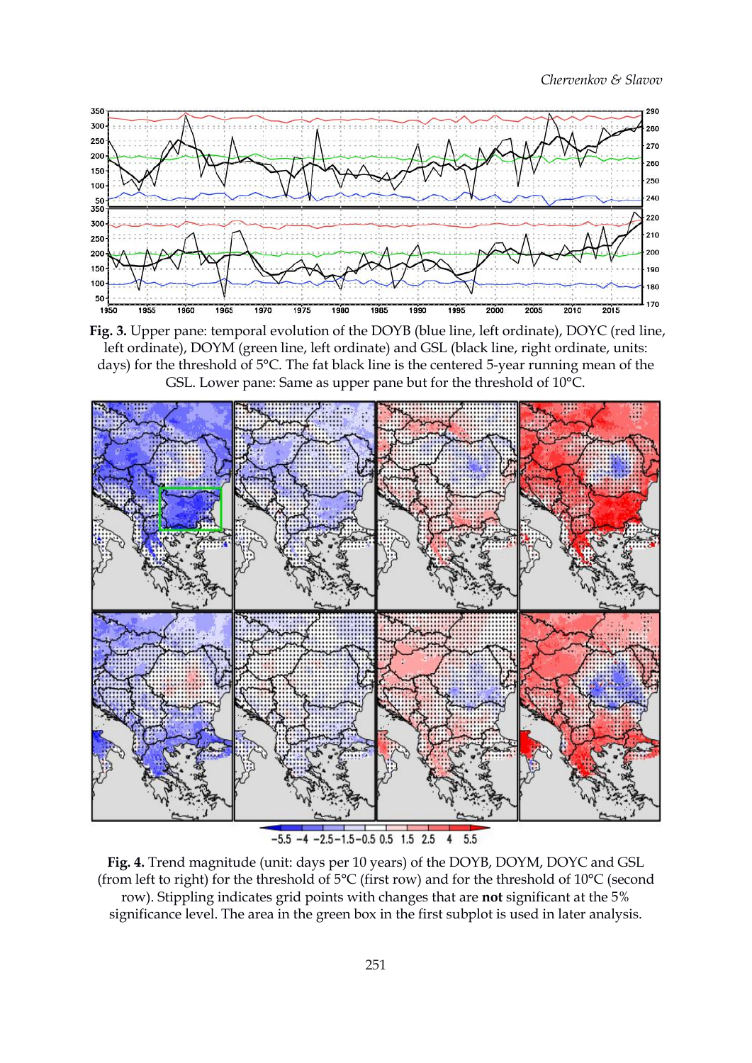**Fig. 3.** Upper pane: temporal evolution of the DOYB (blue line, left ordinate), DOYC (red line, left ordinate), DOYM (green line, left ordinate) and GSL (black line, right ordinate, units: days) for the threshold of 5°C. The fat black line is the centered 5-year running mean of the GSL. Lower pane: Same as upper pane but for the threshold of 10°C.

**Fig. 4.** Trend magnitude (unit: days per 10 years) of the DOYB, DOYM, DOYC and GSL (from left to right) for the threshold of 5°C (first row) and for the threshold of 10°C (second row). Stippling indicates grid points with changes that are **not** significant at the 5% significance level. The area in the green box in the first subplot is used in later analysis.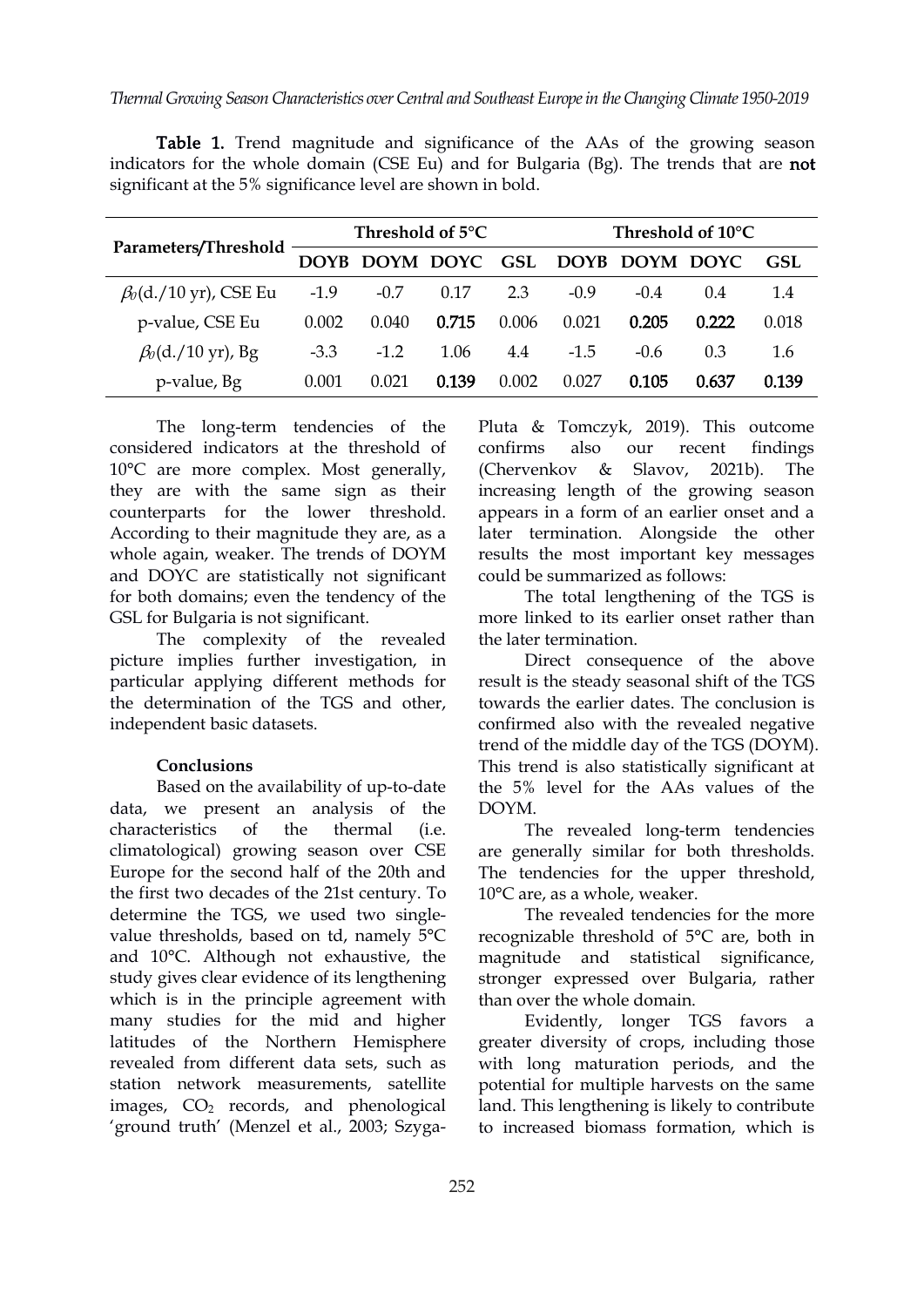**Table 1.** Trend magnitude and significance of the AAs of the growing season indicators for the whole domain (CSE Eu) and for Bulgaria (Bg). The trends that are **not** significant at the 5% significance level are shown in bold.

| Parameters/Threshold | Threshold of 5°C | | | | Threshold of 10°C | | | |
|---|---|---|---|---|---|---|---|---|
| | DOYB | DOYM | DOYC | GSL | DOYB | DOYM | DOYC | GSL |
| $\beta_0$(d./10 yr), CSE Eu | -1.9 | -0.7 | 0.17 | 2.3 | -0.9 | -0.4 | 0.4 | 1.4 |
| p-value, CSE Eu | 0.002 | 0.040 | **0.715** | 0.006 | 0.021 | **0.205** | **0.222** | 0.018 |
| $\beta_0$(d./10 yr), Bg | -3.3 | -1.2 | 1.06 | 4.4 | -1.5 | -0.6 | 0.3 | 1.6 |
| p-value, Bg | 0.001 | 0.021 | **0.139** | 0.002 | 0.027 | **0.105** | **0.637** | **0.139** |

The long-term tendencies of the considered indicators at the threshold of 10°C are more complex. Most generally, they are with the same sign as their counterparts for the lower threshold. According to their magnitude they are, as a whole again, weaker. The trends of DOYM and DOYC are statistically not significant for both domains; even the tendency of the GSL for Bulgaria is not significant.

The complexity of the revealed picture implies further investigation, in particular applying different methods for the determination of the TGS and other, independent basic datasets.

### Conclusions

Based on the availability of up-to-date data, we present an analysis of the characteristics of the thermal (i.e. climatological) growing season over CSE Europe for the second half of the 20th and the first two decades of the 21st century. To determine the TGS, we used two single-value thresholds, based on td, namely 5°C and 10°C. Although not exhaustive, the study gives clear evidence of its lengthening which is in the principle agreement with many studies for the mid and higher latitudes of the Northern Hemisphere revealed from different data sets, such as station network measurements, satellite images, $CO_2$ records, and phenological 'ground truth' (Menzel et al., 2003; Szyga-Pluta & Tomczyk, 2019). This outcome confirms also our recent findings (Chervenkov & Slavov, 2021b). The increasing length of the growing season appears in a form of an earlier onset and a later termination. Alongside the other results the most important key messages could be summarized as follows:

The total lengthening of the TGS is more linked to its earlier onset rather than the later termination.

Direct consequence of the above result is the steady seasonal shift of the TGS towards the earlier dates. The conclusion is confirmed also with the revealed negative trend of the middle day of the TGS (DOYM). This trend is also statistically significant at the 5% level for the AAs values of the DOYM.

The revealed long-term tendencies are generally similar for both thresholds. The tendencies for the upper threshold, 10°C are, as a whole, weaker.

The revealed tendencies for the more recognizable threshold of 5°C are, both in magnitude and statistical significance, stronger expressed over Bulgaria, rather than over the whole domain.

Evidently, longer TGS favors a greater diversity of crops, including those with long maturation periods, and the potential for multiple harvests on the same land. This lengthening is likely to contribute to increased biomass formation, which is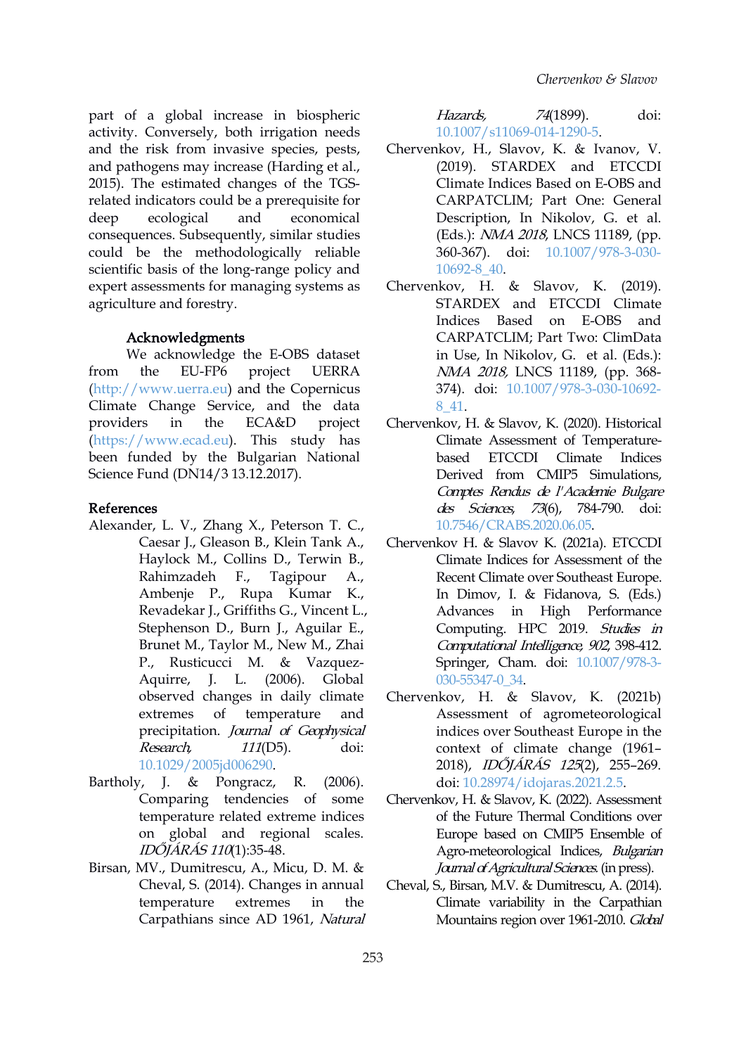part of a global increase in biospheric activity. Conversely, both irrigation needs and the risk from invasive species, pests, and pathogens may increase (Harding et al., 2015). The estimated changes of the TGS-related indicators could be a prerequisite for deep ecological and economical consequences. Subsequently, similar studies could be the methodologically reliable scientific basis of the long-range policy and expert assessments for managing systems as agriculture and forestry.

### Acknowledgments

We acknowledge the E-OBS dataset from the EU-FP6 project UERRA (http://www.uerra.eu) and the Copernicus Climate Change Service, and the data providers in the ECA&D project (https://www.ecad.eu). This study has been funded by the Bulgarian National Science Fund (DN14/3 13.12.2017).

## References

Alexander, L. V., Zhang X., Peterson T. C., Caesar J., Gleason B., Klein Tank A., Haylock M., Collins D., Terwin B., Rahimzadeh F., Tagipour A., Ambenje P., Rupa Kumar K., Revadekar J., Griffiths G., Vincent L., Stephenson D., Burn J., Aguilar E., Brunet M., Taylor M., New M., Zhai P., Rusticucci M. & Vazquez-Aquirre, J. L. (2006). Global observed changes in daily climate extremes of temperature and precipitation. *Journal of Geophysical Research, 111*(D5). doi: 10.1029/2005jd006290.

Bartholy, J. & Pongracz, R. (2006). Comparing tendencies of some temperature related extreme indices on global and regional scales. *IDŐJÁRÁS 110*(1):35-48.

Birsan, MV., Dumitrescu, A., Micu, D. M. & Cheval, S. (2014). Changes in annual temperature extremes in the Carpathians since AD 1961, *Natural Hazards, 74*(1899). doi: 10.1007/s11069-014-1290-5.

Chervenkov, H., Slavov, K. & Ivanov, V. (2019). STARDEX and ETCCDI Climate Indices Based on E-OBS and CARPATCLIM; Part One: General Description, In Nikolov, G. et al. (Eds.): *NMA 2018*, LNCS 11189, (pp. 360-367). doi: 10.1007/978-3-030-10692-8_40.

Chervenkov, H. & Slavov, K. (2019). STARDEX and ETCCDI Climate Indices Based on E-OBS and CARPATCLIM; Part Two: ClimData in Use, In Nikolov, G. et al. (Eds.): *NMA 2018,* LNCS 11189, (pp. 368-374). doi: 10.1007/978-3-030-10692-8_41.

Chervenkov, H. & Slavov, K. (2020). Historical Climate Assessment of Temperature-based ETCCDI Climate Indices Derived from CMIP5 Simulations, *Comptes Rendus de l'Academie Bulgare des Sciences, 73*(6), 784-790. doi: 10.7546/CRABS.2020.06.05.

Chervenkov H. & Slavov K. (2021a). ETCCDI Climate Indices for Assessment of the Recent Climate over Southeast Europe. In Dimov, I. & Fidanova, S. (Eds.) Advances in High Performance Computing. HPC 2019. *Studies in Computational Intelligence, 902*, 398-412. Springer, Cham. doi: 10.1007/978-3-030-55347-0_34.

Chervenkov, H. & Slavov, K. (2021b) Assessment of agrometeorological indices over Southeast Europe in the context of climate change (1961–2018), *IDŐJÁRÁS 125*(2), 255–269. doi: 10.28974/idojaras.2021.2.5.

Chervenkov, H. & Slavov, K. (2022). Assessment of the Future Thermal Conditions over Europe based on CMIP5 Ensemble of Agro-meteorological Indices, *Bulgarian Journal of Agricultural Sciences*. (in press).

Cheval, S., Birsan, M.V. & Dumitrescu, A. (2014). Climate variability in the Carpathian Mountains region over 1961-2010. *Global*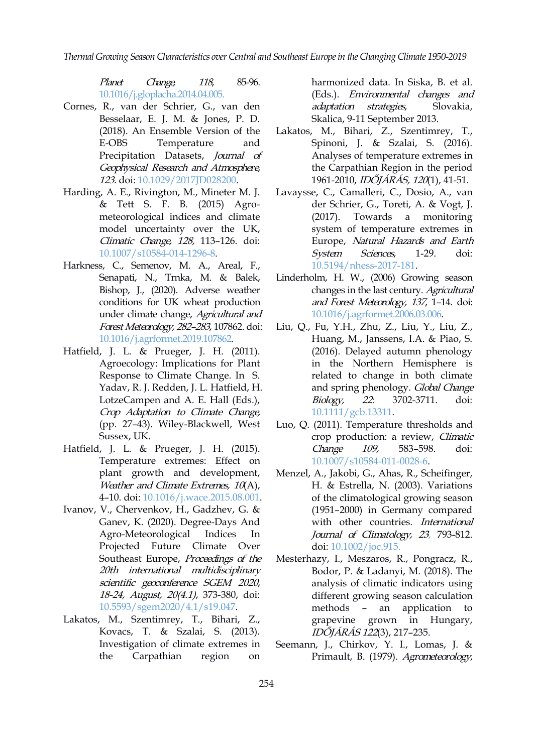*Planet Change, 118,* 85-96. 10.1016/j.gloplacha.2014.04.005.

Cornes, R., van der Schrier, G., van den Besselaar, E. J. M. & Jones, P. D. (2018). An Ensemble Version of the E-OBS Temperature and Precipitation Datasets, *Journal of Geophysical Research and Atmosphere, 123*. doi: 10.1029/2017JD028200.

Harding, A. E., Rivington, M., Mineter M. J. & Tett S. F. B. (2015) Agro-meteorological indices and climate model uncertainty over the UK, *Climatic Change, 128,* 113–126. doi: 10.1007/s10584-014-1296-8.

Harkness, C., Semenov, M. A., Areal, F., Senapati, N., Trnka, M. & Balek, Bishop, J., (2020). Adverse weather conditions for UK wheat production under climate change, *Agricultural and Forest Meteorology, 282–283,* 107862. doi: 10.1016/j.agrformet.2019.107862.

Hatfield, J. L. & Prueger, J. H. (2011). Agroecology: Implications for Plant Response to Climate Change. In S. Yadav, R. J. Redden, J. L. Hatfield, H. LotzeCampen and A. E. Hall (Eds.), *Crop Adaptation to Climate Change,* (pp. 27–43). Wiley-Blackwell, West Sussex, UK.

Hatfield, J. L. & Prueger, J. H. (2015). Temperature extremes: Effect on plant growth and development, *Weather and Climate Extremes, 10*(A), 4–10. doi: 10.1016/j.wace.2015.08.001.

Ivanov, V., Chervenkov, H., Gadzhev, G. & Ganev, K. (2020). Degree-Days And Agro-Meteorological Indices In Projected Future Climate Over Southeast Europe, *Proceedings of the 20th international multidisciplinary scientific geoconference SGEM 2020, 18-24, August, 20(4.1),* 373-380, doi: 10.5593/sgem2020/4.1/s19.047.

Lakatos, M., Szentimrey, T., Bihari, Z., Kovacs, T. & Szalai, S. (2013). Investigation of climate extremes in the Carpathian region on harmonized data. In Siska, B. et al. (Eds.). *Environmental changes and adaptation strategies,* Slovakia, Skalica, 9-11 September 2013.

Lakatos, M., Bihari, Z., Szentimrey, T., Spinoni, J. & Szalai, S. (2016). Analyses of temperature extremes in the Carpathian Region in the period 1961-2010, *IDŐJÁRÁS, 120*(1), 41-51.

Lavaysse, C., Camalleri, C., Dosio, A., van der Schrier, G., Toreti, A. & Vogt, J. (2017). Towards a monitoring system of temperature extremes in Europe, *Natural Hazards and Earth System Sciences,* 1-29. doi: 10.5194/nhess-2017-181.

Linderholm, H. W., (2006) Growing season changes in the last century. *Agricultural and Forest Meteorology, 137,* 1–14. doi: 10.1016/j.agrformet.2006.03.006.

Liu, Q., Fu, Y.H., Zhu, Z., Liu, Y., Liu, Z., Huang, M., Janssens, I.A. & Piao, S. (2016). Delayed autumn phenology in the Northern Hemisphere is related to change in both climate and spring phenology. *Global Change Biology, 22*: 3702-3711. doi: 10.1111/gcb.13311.

Luo, Q. (2011). Temperature thresholds and crop production: a review, *Climatic Change 109,* 583–598. doi: 10.1007/s10584-011-0028-6.

Menzel, A., Jakobi, G., Ahas, R., Scheifinger, H. & Estrella, N. (2003). Variations of the climatological growing season (1951–2000) in Germany compared with other countries. *International Journal of Climatology, 23,* 793-812. doi: 10.1002/joc.915.

Mesterhazy, I., Meszaros, R., Pongracz, R., Bodor, P. & Ladanyi, M. (2018). The analysis of climatic indicators using different growing season calculation methods – an application to grapevine grown in Hungary, *IDŐJÁRÁS 122*(3), 217–235.

Seemann, J., Chirkov, Y. I., Lomas, J. & Primault, B. (1979). *Agrometeorology,*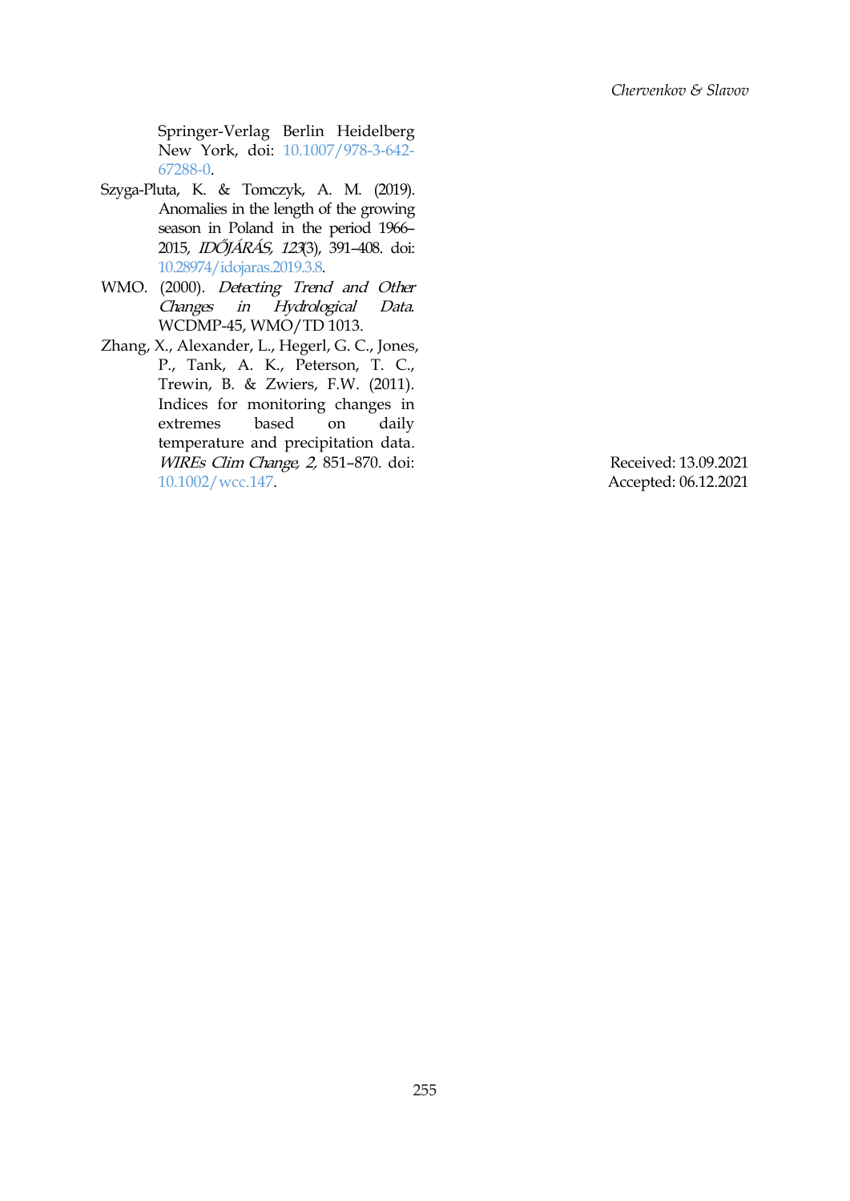Springer-Verlag Berlin Heidelberg New York, doi: 10.1007/978-3-642-67288-0.

Szyga-Pluta, K. & Tomczyk, A. M. (2019). Anomalies in the length of the growing season in Poland in the period 1966–2015, *IDŐJÁRÁS, 123*(3), 391–408. doi: 10.28974/idojaras.2019.3.8.

WMO. (2000). *Detecting Trend and Other Changes in Hydrological Data*. WCDMP-45, WMO/TD 1013.

Zhang, X., Alexander, L., Hegerl, G. C., Jones, P., Tank, A. K., Peterson, T. C., Trewin, B. & Zwiers, F.W. (2011). Indices for monitoring changes in extremes based on daily temperature and precipitation data. *WIREs Clim Change, 2,* 851–870. doi: 10.1002/wcc.147.

Received: 13.09.2021
Accepted: 06.12.2021